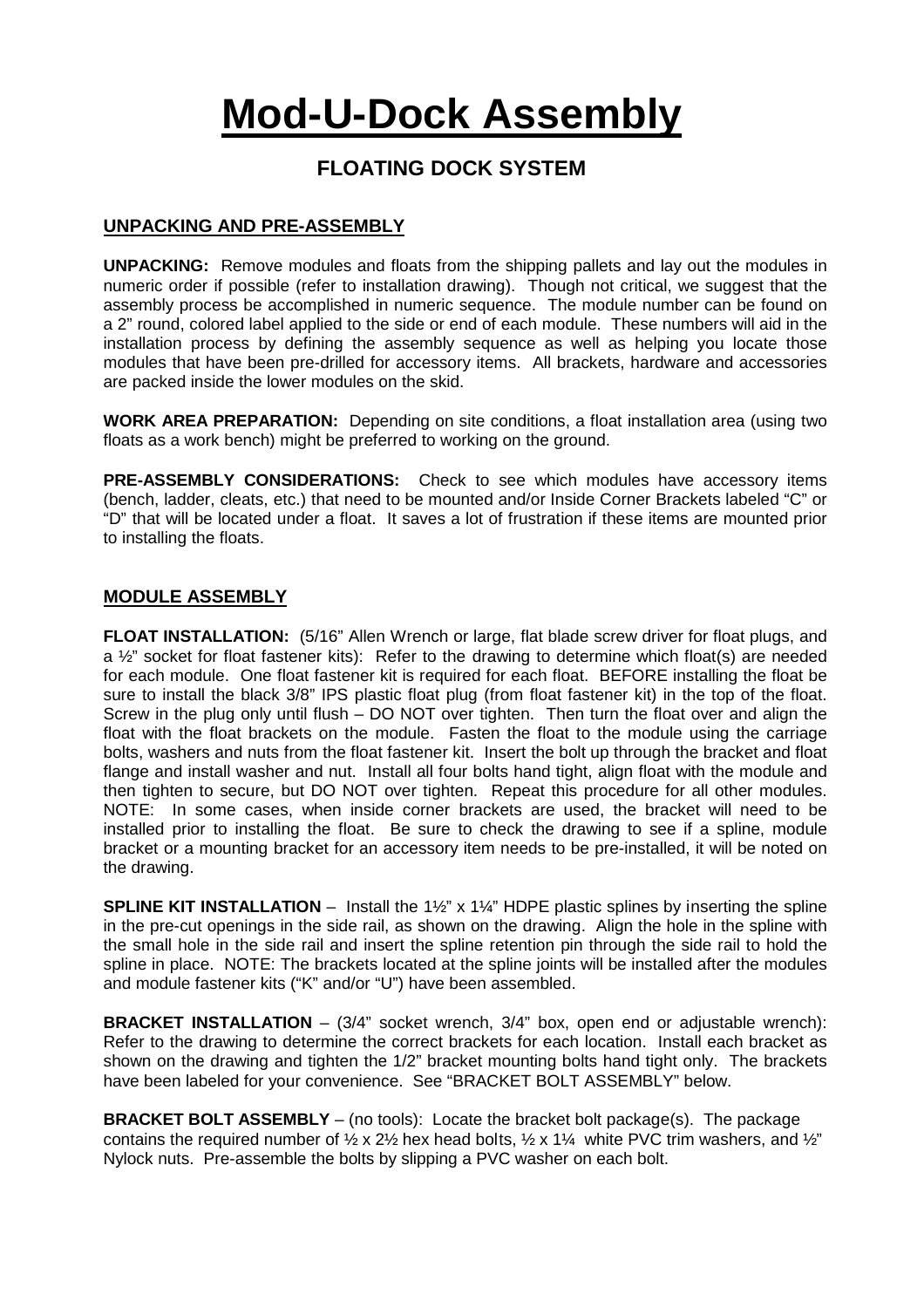# Mod-U-Dock Assembly

## FLOATING DOCK SYSTEM

### UNPACKING AND PRE-ASSEMBLY

**UNPACKING:** Remove modules and floats from the shipping pallets and lay out the modules in numeric order if possible (refer to installation drawing). Though not critical, we suggest that the assembly process be accomplished in numeric sequence. The module number can be found on a 2" round, colored label applied to the side or end of each module. These numbers will aid in the installation process by defining the assembly sequence as well as helping you locate those modules that have been pre-drilled for accessory items. All brackets, hardware and accessories are packed inside the lower modules on the skid.

**WORK AREA PREPARATION:** Depending on site conditions, a float installation area (using two floats as a work bench) might be preferred to working on the ground.

**PRE-ASSEMBLY CONSIDERATIONS:** Check to see which modules have accessory items (bench, ladder, cleats, etc.) that need to be mounted and/or Inside Corner Brackets labeled "C" or "D" that will be located under a float. It saves a lot of frustration if these items are mounted prior to installing the floats.

### MODULE ASSEMBLY

**FLOAT INSTALLATION:** (5/16" Allen Wrench or large, flat blade screw driver for float plugs, and a ½" socket for float fastener kits): Refer to the drawing to determine which float(s) are needed for each module. One float fastener kit is required for each float. BEFORE installing the float be sure to install the black 3/8" IPS plastic float plug (from float fastener kit) in the top of the float. Screw in the plug only until flush – DO NOT over tighten. Then turn the float over and align the float with the float brackets on the module. Fasten the float to the module using the carriage bolts, washers and nuts from the float fastener kit. Insert the bolt up through the bracket and float flange and install washer and nut. Install all four bolts hand tight, align float with the module and then tighten to secure, but DO NOT over tighten. Repeat this procedure for all other modules. NOTE: In some cases, when inside corner brackets are used, the bracket will need to be installed prior to installing the float. Be sure to check the drawing to see if a spline, module bracket or a mounting bracket for an accessory item needs to be pre-installed, it will be noted on the drawing.

**SPLINE KIT INSTALLATION** – Install the 1½" x 1¼" HDPE plastic splines by inserting the spline in the pre-cut openings in the side rail, as shown on the drawing. Align the hole in the spline with the small hole in the side rail and insert the spline retention pin through the side rail to hold the spline in place. NOTE: The brackets located at the spline joints will be installed after the modules and module fastener kits ("K" and/or "U") have been assembled.

**BRACKET INSTALLATION** – (3/4" socket wrench, 3/4" box, open end or adjustable wrench): Refer to the drawing to determine the correct brackets for each location. Install each bracket as shown on the drawing and tighten the 1/2" bracket mounting bolts hand tight only. The brackets have been labeled for your convenience. See "BRACKET BOLT ASSEMBLY" below.

**BRACKET BOLT ASSEMBLY** – (no tools): Locate the bracket bolt package(s). The package contains the required number of ½ x 2½ hex head bolts, ½ x 1¼ white PVC trim washers, and ½" Nylock nuts. Pre-assemble the bolts by slipping a PVC washer on each bolt.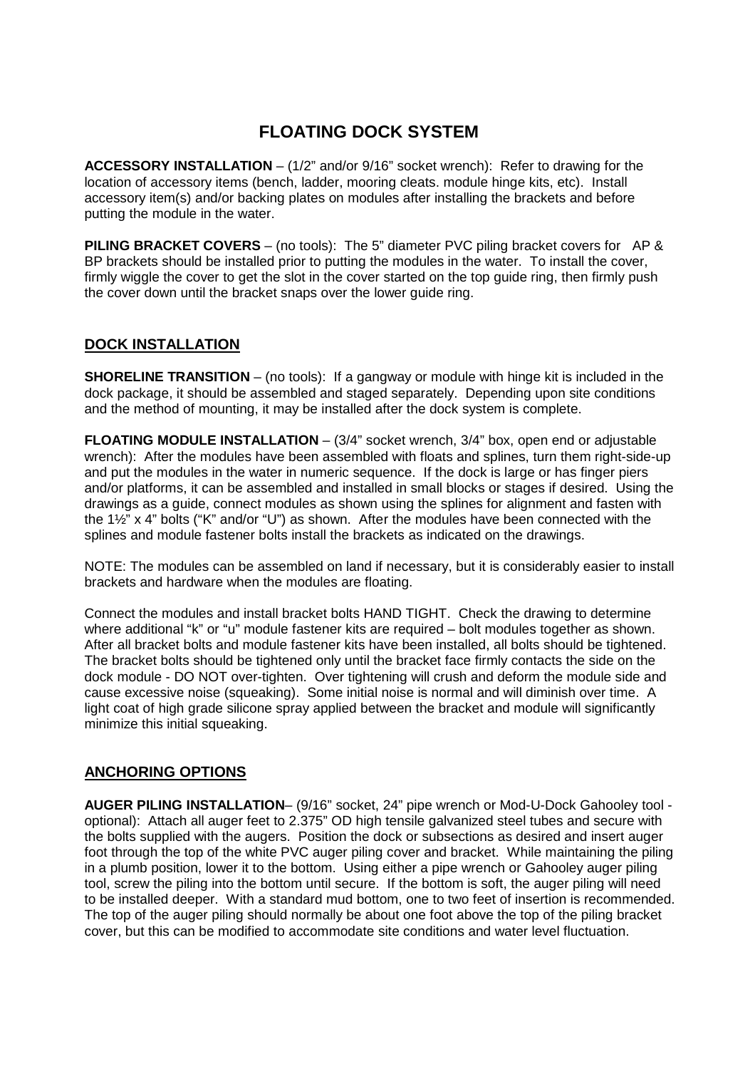# FLOATING DOCK SYSTEM

**ACCESSORY INSTALLATION** – (1/2" and/or 9/16" socket wrench): Refer to drawing for the location of accessory items (bench, ladder, mooring cleats. module hinge kits, etc). Install accessory item(s) and/or backing plates on modules after installing the brackets and before putting the module in the water.

**PILING BRACKET COVERS** – (no tools): The 5" diameter PVC piling bracket covers for AP & BP brackets should be installed prior to putting the modules in the water. To install the cover, firmly wiggle the cover to get the slot in the cover started on the top guide ring, then firmly push the cover down until the bracket snaps over the lower guide ring.

## DOCK INSTALLATION

**SHORELINE TRANSITION** – (no tools): If a gangway or module with hinge kit is included in the dock package, it should be assembled and staged separately. Depending upon site conditions and the method of mounting, it may be installed after the dock system is complete.

**FLOATING MODULE INSTALLATION** – (3/4" socket wrench, 3/4" box, open end or adjustable wrench): After the modules have been assembled with floats and splines, turn them right-side-up and put the modules in the water in numeric sequence. If the dock is large or has finger piers and/or platforms, it can be assembled and installed in small blocks or stages if desired. Using the drawings as a guide, connect modules as shown using the splines for alignment and fasten with the 1½" x 4" bolts ("K" and/or "U") as shown. After the modules have been connected with the splines and module fastener bolts install the brackets as indicated on the drawings.

NOTE: The modules can be assembled on land if necessary, but it is considerably easier to install brackets and hardware when the modules are floating.

Connect the modules and install bracket bolts HAND TIGHT. Check the drawing to determine where additional "k" or "u" module fastener kits are required – bolt modules together as shown. After all bracket bolts and module fastener kits have been installed, all bolts should be tightened. The bracket bolts should be tightened only until the bracket face firmly contacts the side on the dock module - DO NOT over-tighten. Over tightening will crush and deform the module side and cause excessive noise (squeaking). Some initial noise is normal and will diminish over time. A light coat of high grade silicone spray applied between the bracket and module will significantly minimize this initial squeaking.

## ANCHORING OPTIONS

**AUGER PILING INSTALLATION**– (9/16" socket, 24" pipe wrench or Mod-U-Dock Gahooley tool - optional): Attach all auger feet to 2.375" OD high tensile galvanized steel tubes and secure with the bolts supplied with the augers. Position the dock or subsections as desired and insert auger foot through the top of the white PVC auger piling cover and bracket. While maintaining the piling in a plumb position, lower it to the bottom. Using either a pipe wrench or Gahooley auger piling tool, screw the piling into the bottom until secure. If the bottom is soft, the auger piling will need to be installed deeper. With a standard mud bottom, one to two feet of insertion is recommended. The top of the auger piling should normally be about one foot above the top of the piling bracket cover, but this can be modified to accommodate site conditions and water level fluctuation.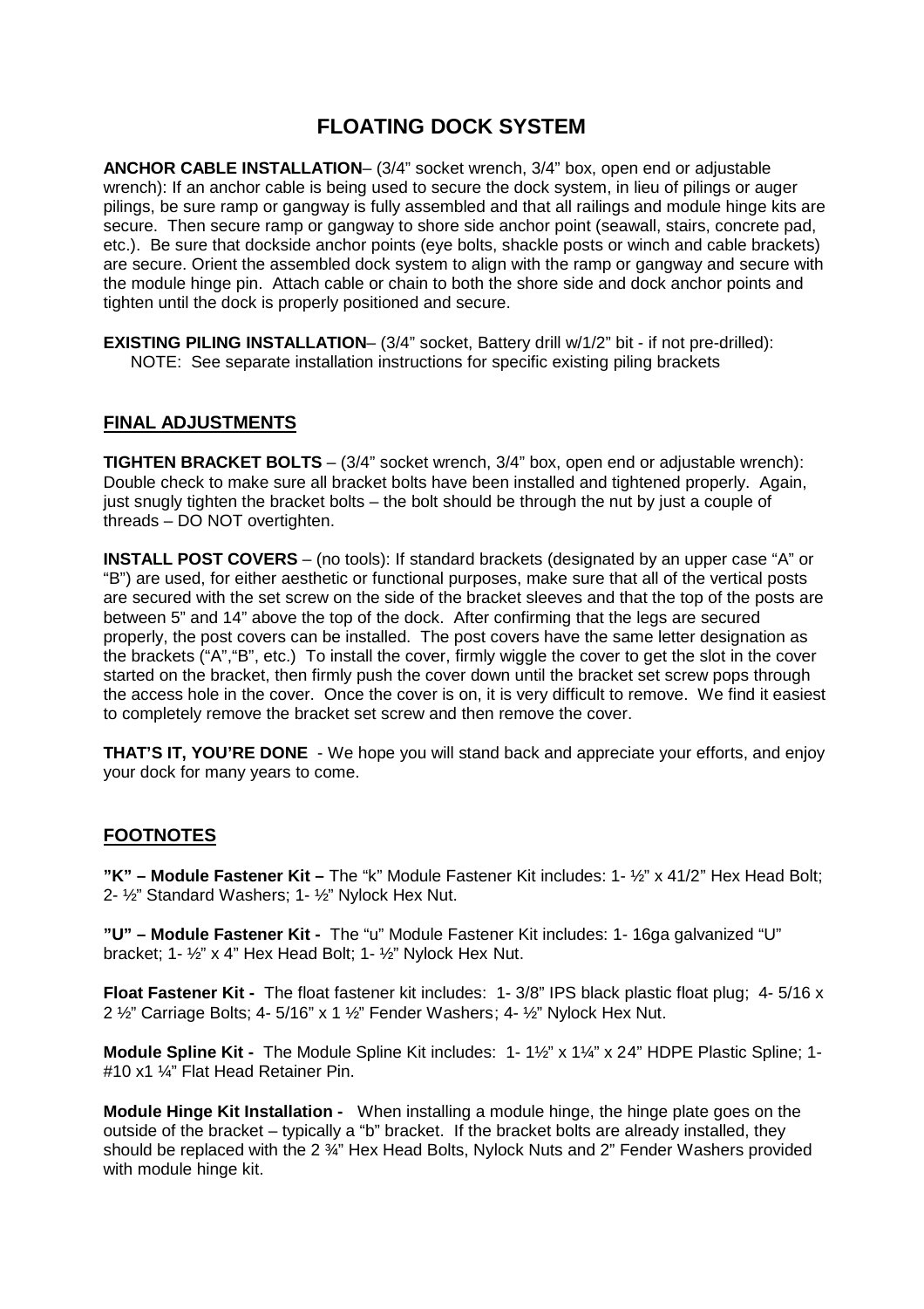# FLOATING DOCK SYSTEM

**ANCHOR CABLE INSTALLATION**– (3/4" socket wrench, 3/4" box, open end or adjustable wrench): If an anchor cable is being used to secure the dock system, in lieu of pilings or auger pilings, be sure ramp or gangway is fully assembled and that all railings and module hinge kits are secure. Then secure ramp or gangway to shore side anchor point (seawall, stairs, concrete pad, etc.). Be sure that dockside anchor points (eye bolts, shackle posts or winch and cable brackets) are secure. Orient the assembled dock system to align with the ramp or gangway and secure with the module hinge pin. Attach cable or chain to both the shore side and dock anchor points and tighten until the dock is properly positioned and secure.

**EXISTING PILING INSTALLATION**– (3/4" socket, Battery drill w/1/2" bit - if not pre-drilled):
NOTE: See separate installation instructions for specific existing piling brackets

## FINAL ADJUSTMENTS

**TIGHTEN BRACKET BOLTS** – (3/4" socket wrench, 3/4" box, open end or adjustable wrench): Double check to make sure all bracket bolts have been installed and tightened properly. Again, just snugly tighten the bracket bolts – the bolt should be through the nut by just a couple of threads – DO NOT overtighten.

**INSTALL POST COVERS** – (no tools): If standard brackets (designated by an upper case "A" or "B") are used, for either aesthetic or functional purposes, make sure that all of the vertical posts are secured with the set screw on the side of the bracket sleeves and that the top of the posts are between 5" and 14" above the top of the dock. After confirming that the legs are secured properly, the post covers can be installed. The post covers have the same letter designation as the brackets ("A","B", etc.) To install the cover, firmly wiggle the cover to get the slot in the cover started on the bracket, then firmly push the cover down until the bracket set screw pops through the access hole in the cover. Once the cover is on, it is very difficult to remove. We find it easiest to completely remove the bracket set screw and then remove the cover.

**THAT'S IT, YOU'RE DONE** - We hope you will stand back and appreciate your efforts, and enjoy your dock for many years to come.

## FOOTNOTES

**"K" – Module Fastener Kit –** The "k" Module Fastener Kit includes: 1- ½" x 41/2" Hex Head Bolt; 2- ½" Standard Washers; 1- ½" Nylock Hex Nut.

**"U" – Module Fastener Kit -** The "u" Module Fastener Kit includes: 1- 16ga galvanized "U" bracket; 1- ½" x 4" Hex Head Bolt; 1- ½" Nylock Hex Nut.

**Float Fastener Kit -** The float fastener kit includes: 1- 3/8" IPS black plastic float plug; 4- 5/16 x 2 ½" Carriage Bolts; 4- 5/16" x 1 ½" Fender Washers; 4- ½" Nylock Hex Nut.

**Module Spline Kit -** The Module Spline Kit includes: 1- 1½" x 1¼" x 24" HDPE Plastic Spline; 1- #10 x1 ¼" Flat Head Retainer Pin.

**Module Hinge Kit Installation -** When installing a module hinge, the hinge plate goes on the outside of the bracket – typically a "b" bracket. If the bracket bolts are already installed, they should be replaced with the 2 ¾" Hex Head Bolts, Nylock Nuts and 2" Fender Washers provided with module hinge kit.